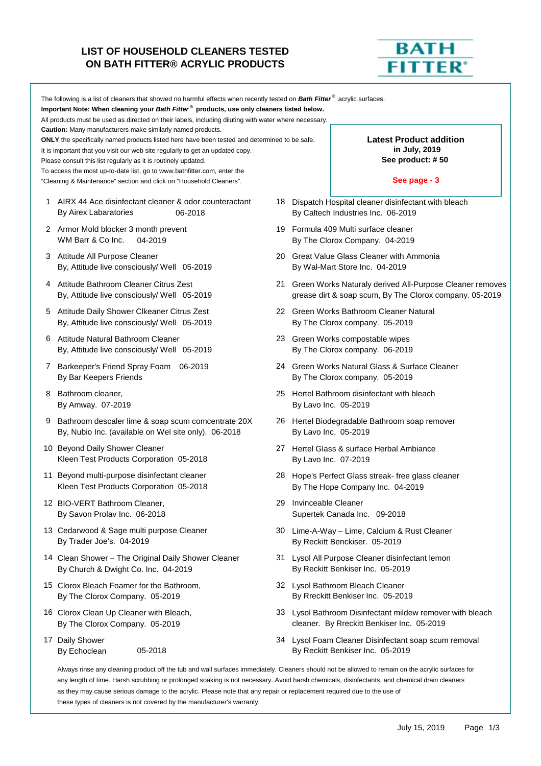# LIST OF HOUSEHOLD CLEANERS TESTED ON BATH FITTER® ACRYLIC PRODUCTS

BATH FITTER®

The following is a list of cleaners that showed no harmful effects when recently tested on ***Bath Fitter®*** acrylic surfaces.

**Important Note: When cleaning your *Bath Fitter®* products, use only cleaners listed below.**

All products must be used as directed on their labels, including diluting with water where necessary.

**Caution:** Many manufacturers make similarly named products.

**ONLY** the specifically named products listed here have been tested and determined to be safe.

It is important that you visit our web site regularly to get an updated copy.

Please consult this list regularly as it is routinely updated.

To access the most up-to-date list, go to www.bathfitter.com, enter the "Cleaning & Maintenance" section and click on "Household Cleaners".

**Latest Product addition in July, 2019**
**See product: # 50**

**See page - 3**

1. AIRX 44 Ace disinfectant cleaner & odor counteractant
   By Airex Labaratories 06-2018
2. Armor Mold blocker 3 month prevent
   WM Barr & Co Inc. 04-2019
3. Attitude All Purpose Cleaner
   By, Attitude live consciously/ Well 05-2019
4. Attitude Bathroom Cleaner Citrus Zest
   By, Attitude live consciously/ Well 05-2019
5. Attitude Daily Shower Clkeaner Citrus Zest
   By, Attitude live consciously/ Well 05-2019
6. Attitude Natural Bathroom Cleaner
   By, Attitude live consciously/ Well 05-2019
7. Barkeeper's Friend Spray Foam 06-2019
   By Bar Keepers Friends
8. Bathroom cleaner,
   By Amway. 07-2019
9. Bathroom descaler lime & soap scum comcentrate 20X
   By, Nubio Inc. (available on Wel site only). 06-2018
10. Beyond Daily Shower Cleaner
    Kleen Test Products Corporation 05-2018
11. Beyond multi-purpose disinfectant cleaner
    Kleen Test Products Corporation 05-2018
12. BIO-VERT Bathroom Cleaner,
    By Savon Prolav Inc. 06-2018
13. Cedarwood & Sage multi purpose Cleaner
    By Trader Joe's. 04-2019
14. Clean Shower – The Original Daily Shower Cleaner
    By Church & Dwight Co. Inc. 04-2019
15. Clorox Bleach Foamer for the Bathroom,
    By The Clorox Company. 05-2019
16. Clorox Clean Up Cleaner with Bleach,
    By The Clorox Company. 05-2019
17. Daily Shower
    By Echoclean 05-2018
18. Dispatch Hospital cleaner disinfectant with bleach
    By Caltech Industries Inc. 06-2019
19. Formula 409 Multi surface cleaner
    By The Clorox Company. 04-2019
20. Great Value Glass Cleaner with Ammonia
    By Wal-Mart Store Inc. 04-2019
21. Green Works Naturaly derived All-Purpose Cleaner removes grease dirt & soap scum, By The Clorox company. 05-2019
22. Green Works Bathroom Cleaner Natural
    By The Clorox company. 05-2019
23. Green Works compostable wipes
    By The Clorox company. 06-2019
24. Green Works Natural Glass & Surface Cleaner
    By The Clorox company. 05-2019
25. Hertel Bathroom disinfectant with bleach
    By Lavo Inc. 05-2019
26. Hertel Biodegradable Bathroom soap remover
    By Lavo Inc. 05-2019
27. Hertel Glass & surface Herbal Ambiance
    By Lavo Inc. 07-2019
28. Hope's Perfect Glass streak- free glass cleaner
    By The Hope Company Inc. 04-2019
29. Invinceable Cleaner
    Supertek Canada Inc. 09-2018
30. Lime-A-Way – Lime, Calcium & Rust Cleaner
    By Reckitt Benckiser. 05-2019
31. Lysol All Purpose Cleaner disinfectant lemon
    By Reckitt Benkiser Inc. 05-2019
32. Lysol Bathroom Bleach Cleaner
    By Rreckitt Benkiser Inc. 05-2019
33. Lysol Bathroom Disinfectant mildew remover with bleach cleaner. By Rreckitt Benkiser Inc. 05-2019
34. Lysol Foam Cleaner Disinfectant soap scum removal
    By Reckitt Benkiser Inc. 05-2019

Always rinse any cleaning product off the tub and wall surfaces immediately. Cleaners should not be allowed to remain on the acrylic surfaces for any length of time. Harsh scrubbing or prolonged soaking is not necessary. Avoid harsh chemicals, disinfectants, and chemical drain cleaners as they may cause serious damage to the acrylic. Please note that any repair or replacement required due to the use of these types of cleaners is not covered by the manufacturer's warranty.

July 15, 2019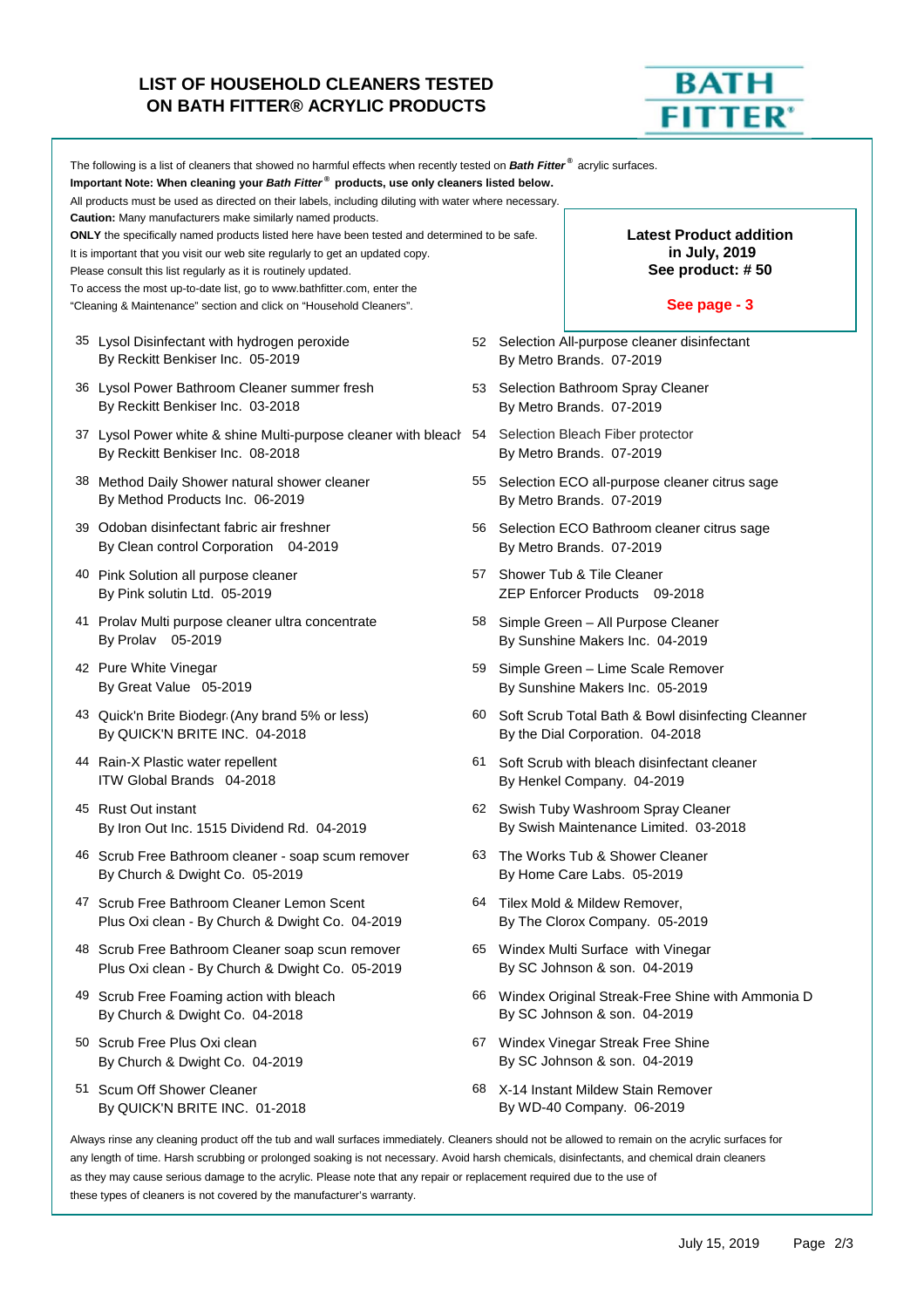# LIST OF HOUSEHOLD CLEANERS TESTED ON BATH FITTER® ACRYLIC PRODUCTS

BATH FITTER®

The following is a list of cleaners that showed no harmful effects when recently tested on ***Bath Fitter®*** acrylic surfaces.

**Important Note: When cleaning your *Bath Fitter®* products, use only cleaners listed below.**

All products must be used as directed on their labels, including diluting with water where necessary.

**Caution:** Many manufacturers make similarly named products.

**ONLY** the specifically named products listed here have been tested and determined to be safe.

It is important that you visit our web site regularly to get an updated copy.

Please consult this list regularly as it is routinely updated.

To access the most up-to-date list, go to www.bathfitter.com, enter the "Cleaning & Maintenance" section and click on "Household Cleaners".

**Latest Product addition in July, 2019 See product: # 50**

**See page - 3**

35 Lysol Disinfectant with hydrogen peroxide
By Reckitt Benkiser Inc. 05-2019

36 Lysol Power Bathroom Cleaner summer fresh
By Reckitt Benkiser Inc. 03-2018

37 Lysol Power white & shine Multi-purpose cleaner with bleach
By Reckitt Benkiser Inc. 08-2018

38 Method Daily Shower natural shower cleaner
By Method Products Inc. 06-2019

39 Odoban disinfectant fabric air freshner
By Clean control Corporation 04-2019

40 Pink Solution all purpose cleaner
By Pink solutin Ltd. 05-2019

41 Prolav Multi purpose cleaner ultra concentrate
By Prolav 05-2019

42 Pure White Vinegar
By Great Value 05-2019

43 Quick'n Brite Biodegr (Any brand 5% or less)
By QUICK'N BRITE INC. 04-2018

44 Rain-X Plastic water repellent
ITW Global Brands 04-2018

45 Rust Out instant
By Iron Out Inc. 1515 Dividend Rd. 04-2019

46 Scrub Free Bathroom cleaner - soap scum remover
By Church & Dwight Co. 05-2019

47 Scrub Free Bathroom Cleaner Lemon Scent
Plus Oxi clean - By Church & Dwight Co. 04-2019

48 Scrub Free Bathroom Cleaner soap scun remover
Plus Oxi clean - By Church & Dwight Co. 05-2019

49 Scrub Free Foaming action with bleach
By Church & Dwight Co. 04-2018

50 Scrub Free Plus Oxi clean
By Church & Dwight Co. 04-2019

51 Scum Off Shower Cleaner
By QUICK'N BRITE INC. 01-2018

52 Selection All-purpose cleaner disinfectant
By Metro Brands. 07-2019

53 Selection Bathroom Spray Cleaner
By Metro Brands. 07-2019

54 Selection Bleach Fiber protector
By Metro Brands. 07-2019

55 Selection ECO all-purpose cleaner citrus sage
By Metro Brands. 07-2019

56 Selection ECO Bathroom cleaner citrus sage
By Metro Brands. 07-2019

57 Shower Tub & Tile Cleaner
ZEP Enforcer Products 09-2018

58 Simple Green – All Purpose Cleaner
By Sunshine Makers Inc. 04-2019

59 Simple Green – Lime Scale Remover
By Sunshine Makers Inc. 05-2019

60 Soft Scrub Total Bath & Bowl disinfecting Cleanner
By the Dial Corporation. 04-2018

61 Soft Scrub with bleach disinfectant cleaner
By Henkel Company. 04-2019

62 Swish Tuby Washroom Spray Cleaner
By Swish Maintenance Limited. 03-2018

63 The Works Tub & Shower Cleaner
By Home Care Labs. 05-2019

64 Tilex Mold & Mildew Remover,
By The Clorox Company. 05-2019

65 Windex Multi Surface with Vinegar
By SC Johnson & son. 04-2019

66 Windex Original Streak-Free Shine with Ammonia D
By SC Johnson & son. 04-2019

67 Windex Vinegar Streak Free Shine
By SC Johnson & son. 04-2019

68 X-14 Instant Mildew Stain Remover
By WD-40 Company. 06-2019

Always rinse any cleaning product off the tub and wall surfaces immediately. Cleaners should not be allowed to remain on the acrylic surfaces for any length of time. Harsh scrubbing or prolonged soaking is not necessary. Avoid harsh chemicals, disinfectants, and chemical drain cleaners as they may cause serious damage to the acrylic. Please note that any repair or replacement required due to the use of these types of cleaners is not covered by the manufacturer's warranty.

July 15, 2019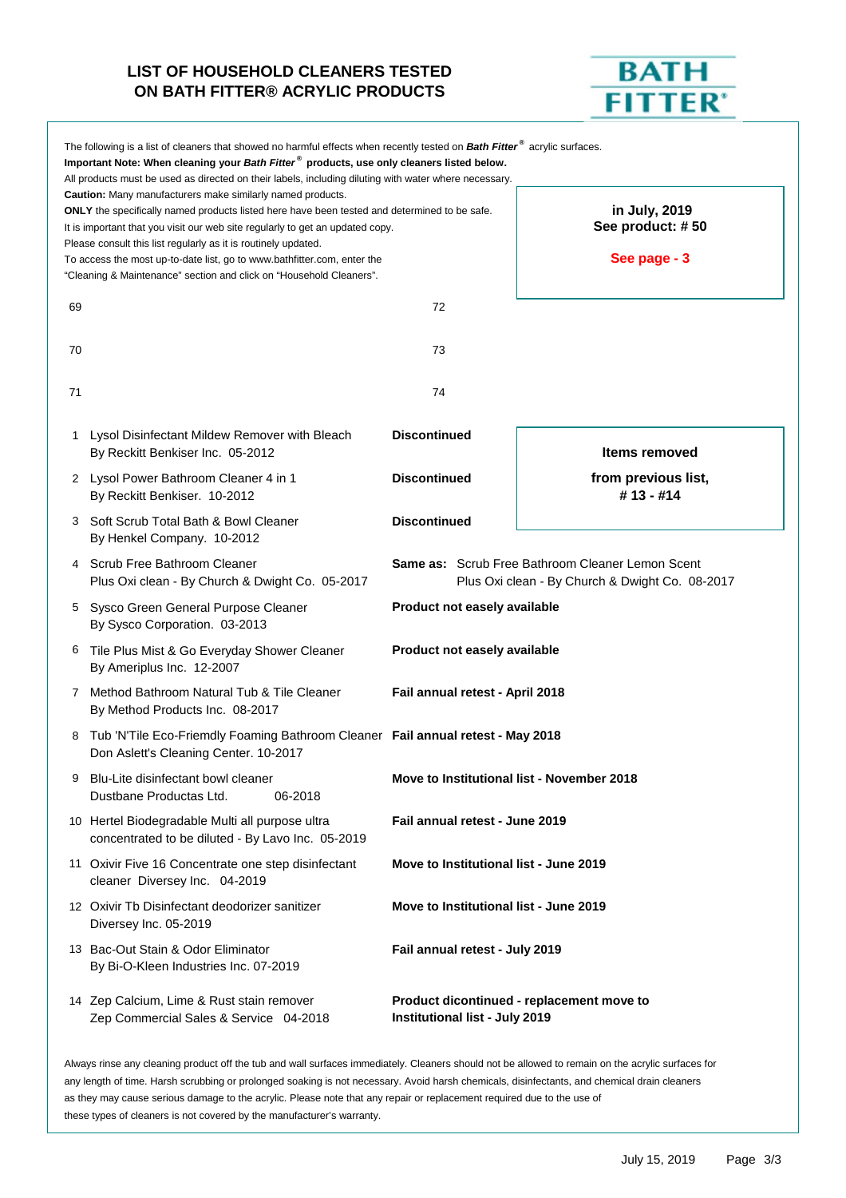## LIST OF HOUSEHOLD CLEANERS TESTED ON BATH FITTER® ACRYLIC PRODUCTS

BATH FITTER®

The following is a list of cleaners that showed no harmful effects when recently tested on ***Bath Fitter*®** acrylic surfaces.
**Important Note: When cleaning your *Bath Fitter*® products, use only cleaners listed below.**
All products must be used as directed on their labels, including diluting with water where necessary.
**Caution:** Many manufacturers make similarly named products.
**ONLY** the specifically named products listed here have been tested and determined to be safe.
It is important that you visit our web site regularly to get an updated copy.
Please consult this list regularly as it is routinely updated.
To access the most up-to-date list, go to www.bathfitter.com, enter the "Cleaning & Maintenance" section and click on "Household Cleaners".

**in July, 2019**
**See product: # 50**

**See page - 3**

| | |
|---|---|
| 69 | 72 |
| 70 | 73 |
| 71 | 74 |

**Items removed from previous list, # 13 - #14**

| # | Product | Status |
|---|---|---|
| 1 | Lysol Disinfectant Mildew Remover with Bleach By Reckitt Benkiser Inc. 05-2012 | **Discontinued** |
| 2 | Lysol Power Bathroom Cleaner 4 in 1 By Reckitt Benkiser. 10-2012 | **Discontinued** |
| 3 | Soft Scrub Total Bath & Bowl Cleaner By Henkel Company. 10-2012 | **Discontinued** |
| 4 | Scrub Free Bathroom Cleaner Plus Oxi clean - By Church & Dwight Co. 05-2017 | **Same as:** Scrub Free Bathroom Cleaner Lemon Scent Plus Oxi clean - By Church & Dwight Co. 08-2017 |
| 5 | Sysco Green General Purpose Cleaner By Sysco Corporation. 03-2013 | **Product not easely available** |
| 6 | Tile Plus Mist & Go Everyday Shower Cleaner By Ameriplus Inc. 12-2007 | **Product not easely available** |
| 7 | Method Bathroom Natural Tub & Tile Cleaner By Method Products Inc. 08-2017 | **Fail annual retest - April 2018** |
| 8 | Tub 'N'Tile Eco-Friemdly Foaming Bathroom Cleaner Don Aslett's Cleaning Center. 10-2017 | **Fail annual retest - May 2018** |
| 9 | Blu-Lite disinfectant bowl cleaner Dustbane Productas Ltd. 06-2018 | **Move to Institutional list - November 2018** |
| 10 | Hertel Biodegradable Multi all purpose ultra concentrated to be diluted - By Lavo Inc. 05-2019 | **Fail annual retest - June 2019** |
| 11 | Oxivir Five 16 Concentrate one step disinfectant cleaner Diversey Inc. 04-2019 | **Move to Institutional list - June 2019** |
| 12 | Oxivir Tb Disinfectant deodorizer sanitizer Diversey Inc. 05-2019 | **Move to Institutional list - June 2019** |
| 13 | Bac-Out Stain & Odor Eliminator By Bi-O-Kleen Industries Inc. 07-2019 | **Fail annual retest - July 2019** |
| 14 | Zep Calcium, Lime & Rust stain remover Zep Commercial Sales & Service 04-2018 | **Product dicontinued - replacement move to Institutional list - July 2019** |

Always rinse any cleaning product off the tub and wall surfaces immediately. Cleaners should not be allowed to remain on the acrylic surfaces for any length of time. Harsh scrubbing or prolonged soaking is not necessary. Avoid harsh chemicals, disinfectants, and chemical drain cleaners as they may cause serious damage to the acrylic. Please note that any repair or replacement required due to the use of these types of cleaners is not covered by the manufacturer's warranty.

July 15, 2019